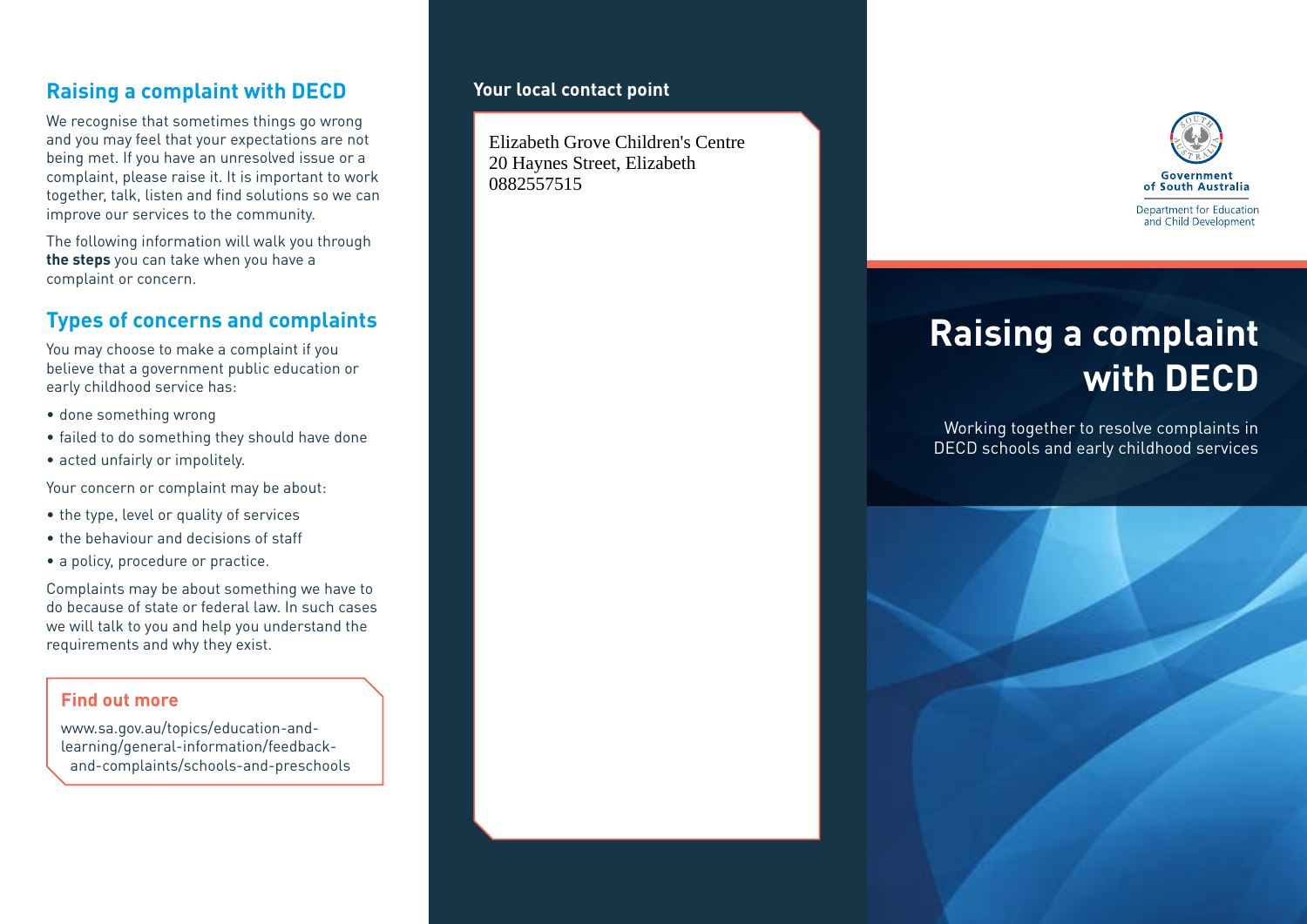## Raising a complaint with DECD

We recognise that sometimes things go wrong and you may feel that your expectations are not being met. If you have an unresolved issue or a complaint, please raise it. It is important to work together, talk, listen and find solutions so we can improve our services to the community.

The following information will walk you through **the steps** you can take when you have a complaint or concern.

## Types of concerns and complaints

You may choose to make a complaint if you believe that a government public education or early childhood service has:

- done something wrong
- failed to do something they should have done
- acted unfairly or impolitely.

Your concern or complaint may be about:

- the type, level or quality of services
- the behaviour and decisions of staff
- a policy, procedure or practice.

Complaints may be about something we have to do because of state or federal law. In such cases we will talk to you and help you understand the requirements and why they exist.

### Find out more

www.sa.gov.au/topics/education-and-learning/general-information/feedback-and-complaints/schools-and-preschools

### Your local contact point

Elizabeth Grove Children's Centre
20 Haynes Street, Elizabeth
0882557515

Government of South Australia

Department for Education and Child Development

# Raising a complaint with DECD

Working together to resolve complaints in DECD schools and early childhood services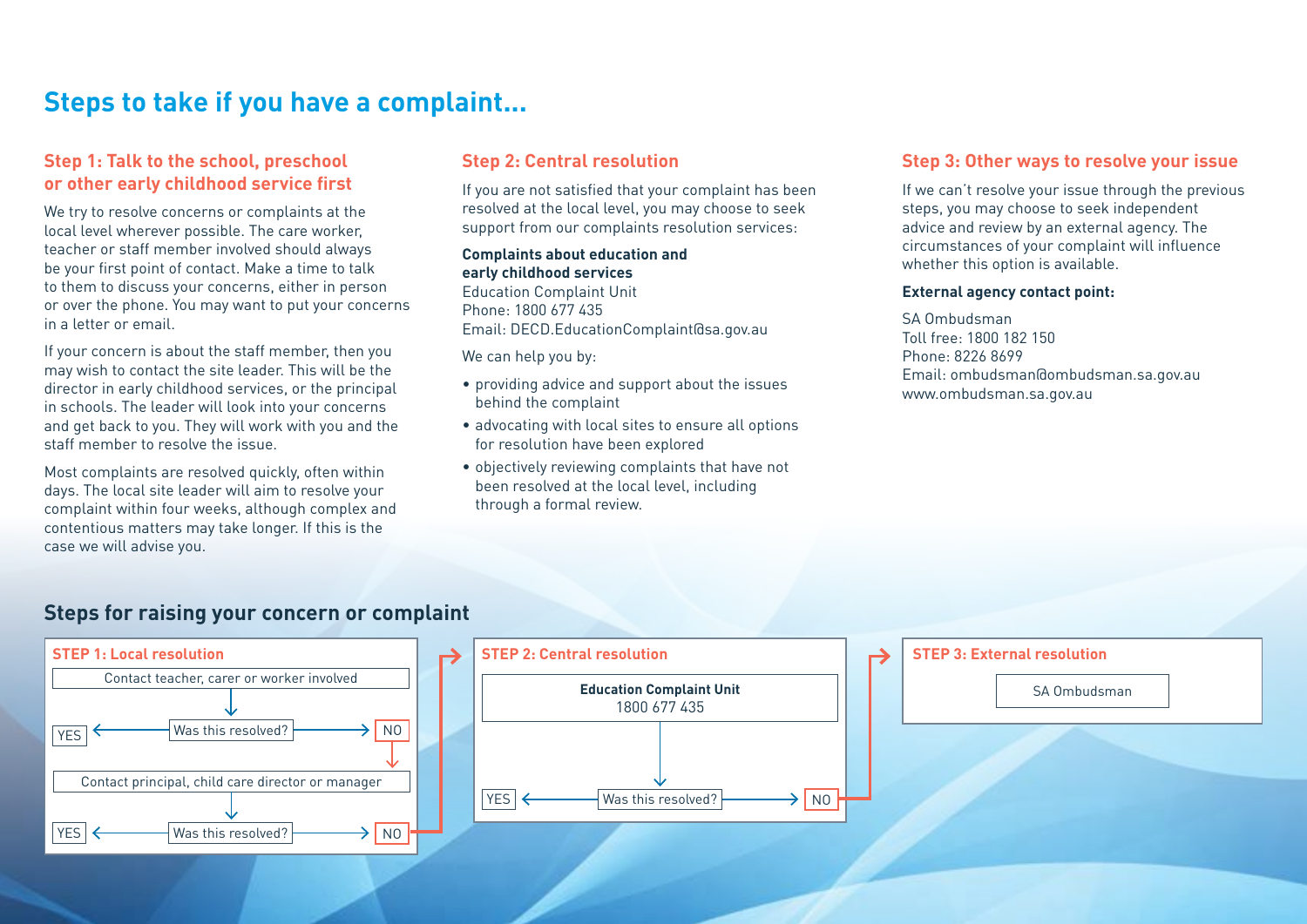# Steps to take if you have a complaint...

## Step 1: Talk to the school, preschool or other early childhood service first

We try to resolve concerns or complaints at the local level wherever possible. The care worker, teacher or staff member involved should always be your first point of contact. Make a time to talk to them to discuss your concerns, either in person or over the phone. You may want to put your concerns in a letter or email.

If your concern is about the staff member, then you may wish to contact the site leader. This will be the director in early childhood services, or the principal in schools. The leader will look into your concerns and get back to you. They will work with you and the staff member to resolve the issue.

Most complaints are resolved quickly, often within days. The local site leader will aim to resolve your complaint within four weeks, although complex and contentious matters may take longer. If this is the case we will advise you.

## Step 2: Central resolution

If you are not satisfied that your complaint has been resolved at the local level, you may choose to seek support from our complaints resolution services:

**Complaints about education and early childhood services**
Education Complaint Unit
Phone: 1800 677 435
Email: DECD.EducationComplaint@sa.gov.au

We can help you by:

- providing advice and support about the issues behind the complaint
- advocating with local sites to ensure all options for resolution have been explored
- objectively reviewing complaints that have not been resolved at the local level, including through a formal review.

## Step 3: Other ways to resolve your issue

If we can't resolve your issue through the previous steps, you may choose to seek independent advice and review by an external agency. The circumstances of your complaint will influence whether this option is available.

**External agency contact point:**

SA Ombudsman
Toll free: 1800 182 150
Phone: 8226 8699
Email: ombudsman@ombudsman.sa.gov.au
www.ombudsman.sa.gov.au

## Steps for raising your concern or complaint

**STEP 1: Local resolution**

Contact teacher, carer or worker involved

Was this resolved? YES / NO

Contact principal, child care director or manager

Was this resolved? YES / NO

**STEP 2: Central resolution**

**Education Complaint Unit**
1800 677 435

Was this resolved? YES / NO

**STEP 3: External resolution**

SA Ombudsman